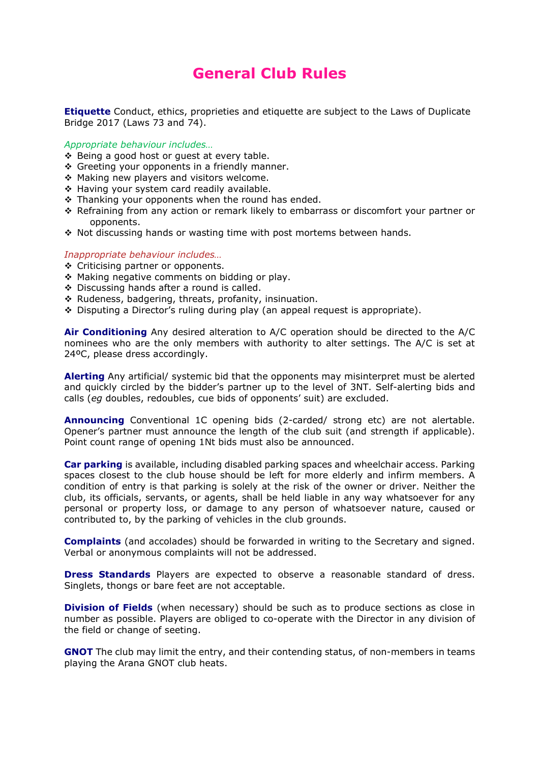# General Club Rules

**Etiquette** Conduct, ethics, proprieties and etiquette are subject to the Laws of Duplicate Bridge 2017 (Laws 73 and 74).

*Appropriate behaviour includes…*

- Being a good host or guest at every table.
- Greeting your opponents in a friendly manner.
- Making new players and visitors welcome.
- Having your system card readily available.
- Thanking your opponents when the round has ended.
- Refraining from any action or remark likely to embarrass or discomfort your partner or opponents.
- Not discussing hands or wasting time with post mortems between hands.

*Inappropriate behaviour includes…*

- Criticising partner or opponents.
- Making negative comments on bidding or play.
- Discussing hands after a round is called.
- Rudeness, badgering, threats, profanity, insinuation.
- Disputing a Director's ruling during play (an appeal request is appropriate).

**Air Conditioning** Any desired alteration to A/C operation should be directed to the A/C nominees who are the only members with authority to alter settings. The A/C is set at 24ºC, please dress accordingly.

**Alerting** Any artificial/ systemic bid that the opponents may misinterpret must be alerted and quickly circled by the bidder's partner up to the level of 3NT. Self-alerting bids and calls (*eg* doubles, redoubles, cue bids of opponents' suit) are excluded.

**Announcing** Conventional 1C opening bids (2-carded/ strong etc) are not alertable. Opener's partner must announce the length of the club suit (and strength if applicable). Point count range of opening 1Nt bids must also be announced.

**Car parking** is available, including disabled parking spaces and wheelchair access. Parking spaces closest to the club house should be left for more elderly and infirm members. A condition of entry is that parking is solely at the risk of the owner or driver. Neither the club, its officials, servants, or agents, shall be held liable in any way whatsoever for any personal or property loss, or damage to any person of whatsoever nature, caused or contributed to, by the parking of vehicles in the club grounds.

**Complaints** (and accolades) should be forwarded in writing to the Secretary and signed. Verbal or anonymous complaints will not be addressed.

**Dress Standards** Players are expected to observe a reasonable standard of dress. Singlets, thongs or bare feet are not acceptable.

**Division of Fields** (when necessary) should be such as to produce sections as close in number as possible. Players are obliged to co-operate with the Director in any division of the field or change of seeting.

**GNOT** The club may limit the entry, and their contending status, of non-members in teams playing the Arana GNOT club heats.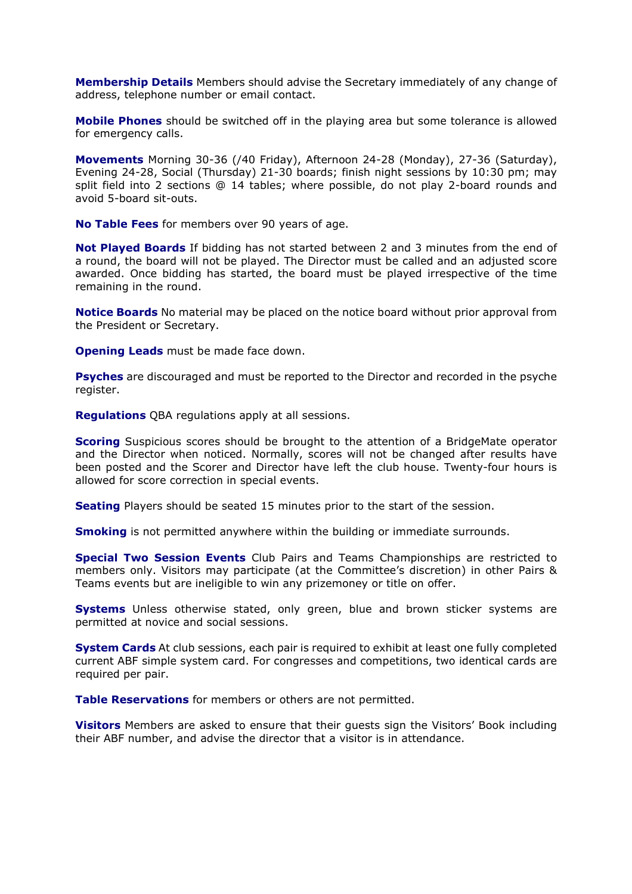**Membership Details** Members should advise the Secretary immediately of any change of address, telephone number or email contact.

**Mobile Phones** should be switched off in the playing area but some tolerance is allowed for emergency calls.

**Movements** Morning 30-36 (/40 Friday), Afternoon 24-28 (Monday), 27-36 (Saturday), Evening 24-28, Social (Thursday) 21-30 boards; finish night sessions by 10:30 pm; may split field into 2 sections @ 14 tables; where possible, do not play 2-board rounds and avoid 5-board sit-outs.

**No Table Fees** for members over 90 years of age.

**Not Played Boards** If bidding has not started between 2 and 3 minutes from the end of a round, the board will not be played. The Director must be called and an adjusted score awarded. Once bidding has started, the board must be played irrespective of the time remaining in the round.

**Notice Boards** No material may be placed on the notice board without prior approval from the President or Secretary.

**Opening Leads** must be made face down.

**Psyches** are discouraged and must be reported to the Director and recorded in the psyche register.

**Regulations** QBA regulations apply at all sessions.

**Scoring** Suspicious scores should be brought to the attention of a BridgeMate operator and the Director when noticed. Normally, scores will not be changed after results have been posted and the Scorer and Director have left the club house. Twenty-four hours is allowed for score correction in special events.

**Seating** Players should be seated 15 minutes prior to the start of the session.

**Smoking** is not permitted anywhere within the building or immediate surrounds.

**Special Two Session Events** Club Pairs and Teams Championships are restricted to members only. Visitors may participate (at the Committee's discretion) in other Pairs & Teams events but are ineligible to win any prizemoney or title on offer.

**Systems** Unless otherwise stated, only green, blue and brown sticker systems are permitted at novice and social sessions.

**System Cards** At club sessions, each pair is required to exhibit at least one fully completed current ABF simple system card. For congresses and competitions, two identical cards are required per pair.

**Table Reservations** for members or others are not permitted.

**Visitors** Members are asked to ensure that their guests sign the Visitors' Book including their ABF number, and advise the director that a visitor is in attendance.